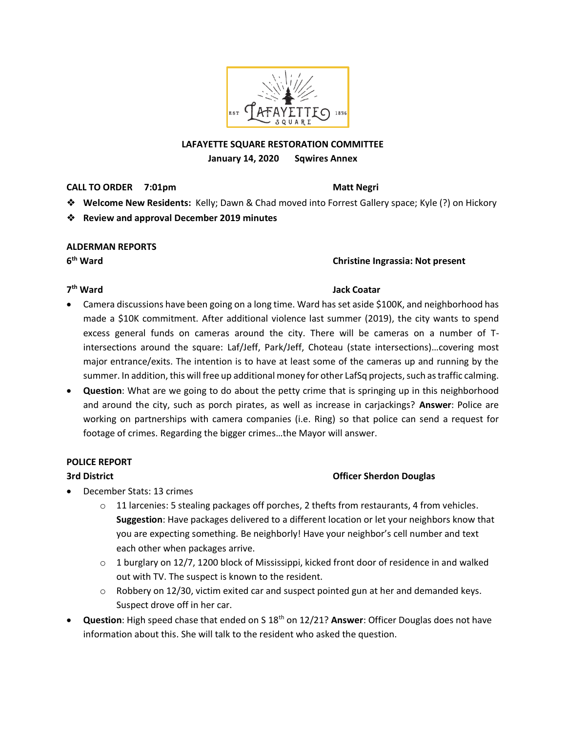**LAFAYETTE SQUARE RESTORATION COMMITTEE**

**January 14, 2020 Sqwires Annex**

**CALL TO OR DER 7:01pm** **Matt Negri**

- **Welcome New Residents:** Kelly; Dawn & Chad moved into Forrest Gallery space; Kyle (?) on Hickory
- **Review and approval December 2019 minutes**

## ALDERMAN REPORTS

**6th Ward** **Christine Ingrassia: Not present**

**7th Ward** **Jack Coatar**

- Camera discussions have been going on a long time. Ward has set aside $100K, and neighborhood has made a $10K commitment. After additional violence last summer (2019), the city wants to spend excess general funds on cameras around the city. There will be cameras on a number of T-intersections around the square: Laf/Jeff, Park/Jeff, Choteau (state intersections)…covering most major entrance/exits. The intention is to have at least some of the cameras up and running by the summer. In addition, this will free up additional money for other LafSq projects, such as traffic calming.
- **Question**: What are we going to do about the petty crime that is springing up in this neighborhood and around the city, such as porch pirates, as well as increase in carjackings? **Answer**: Police are working on partnerships with camera companies (i.e. Ring) so that police can send a request for footage of crimes. Regarding the bigger crimes…the Mayor will answer.

## POLICE REPORT

**3rd District** **Officer Sherdon Douglas**

- December Stats: 13 crimes
  - 11 larcenies: 5 stealing packages off porches, 2 thefts from restaurants, 4 from vehicles. **Suggestion**: Have packages delivered to a different location or let your neighbors know that you are expecting something. Be neighborly! Have your neighbor's cell number and text each other when packages arrive.
  - 1 burglary on 12/7, 1200 block of Mississippi, kicked front door of residence in and walked out with TV. The suspect is known to the resident.
  - Robbery on 12/30, victim exited car and suspect pointed gun at her and demanded keys. Suspect drove off in her car.
- **Question**: High speed chase that ended on S 18th on 12/21? **Answer**: Officer Douglas does not have information about this. She will talk to the resident who asked the question.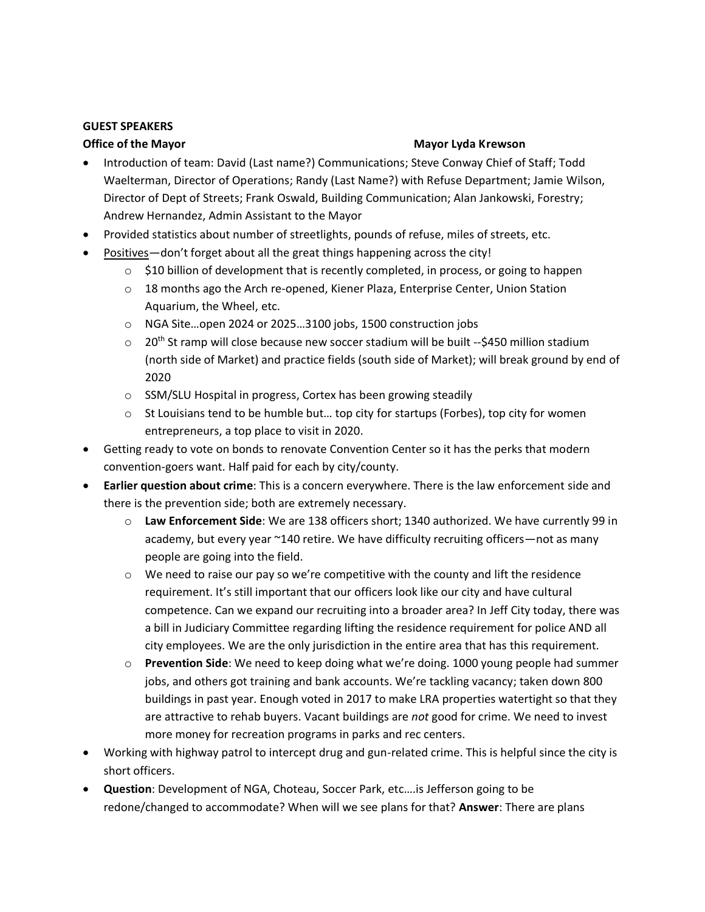**GUEST SPEAKERS**

**Office of the Mayor** **Mayor Lyda Krewson**

- Introduction of team: David (Last name?) Communications; Steve Conway Chief of Staff; Todd Waelterman, Director of Operations; Randy (Last Name?) with Refuse Department; Jamie Wilson, Director of Dept of Streets; Frank Oswald, Building Communication; Alan Jankowski, Forestry; Andrew Hernandez, Admin Assistant to the Mayor
- Provided statistics about number of streetlights, pounds of refuse, miles of streets, etc.
- <u>Positives</u>—don't forget about all the great things happening across the city!
  - $10 billion of development that is recently completed, in process, or going to happen
  - 18 months ago the Arch re-opened, Kiener Plaza, Enterprise Center, Union Station Aquarium, the Wheel, etc.
  - NGA Site…open 2024 or 2025…3100 jobs, 1500 construction jobs
  - 20th St ramp will close because new soccer stadium will be built --$450 million stadium (north side of Market) and practice fields (south side of Market); will break ground by end of 2020
  - SSM/SLU Hospital in progress, Cortex has been growing steadily
  - St Louisians tend to be humble but… top city for startups (Forbes), top city for women entrepreneurs, a top place to visit in 2020.
- Getting ready to vote on bonds to renovate Convention Center so it has the perks that modern convention-goers want. Half paid for each by city/county.
- **Earlier question about crime**: This is a concern everywhere. There is the law enforcement side and there is the prevention side; both are extremely necessary.
  - **Law Enforcement Side**: We are 138 officers short; 1340 authorized. We have currently 99 in academy, but every year ~140 retire. We have difficulty recruiting officers—not as many people are going into the field.
  - We need to raise our pay so we're competitive with the county and lift the residence requirement. It's still important that our officers look like our city and have cultural competence. Can we expand our recruiting into a broader area? In Jeff City today, there was a bill in Judiciary Committee regarding lifting the residence requirement for police AND all city employees. We are the only jurisdiction in the entire area that has this requirement.
  - **Prevention Side**: We need to keep doing what we're doing. 1000 young people had summer jobs, and others got training and bank accounts. We're tackling vacancy; taken down 800 buildings in past year. Enough voted in 2017 to make LRA properties watertight so that they are attractive to rehab buyers. Vacant buildings are *not* good for crime. We need to invest more money for recreation programs in parks and rec centers.
- Working with highway patrol to intercept drug and gun-related crime. This is helpful since the city is short officers.
- **Question**: Development of NGA, Choteau, Soccer Park, etc….is Jefferson going to be redone/changed to accommodate? When will we see plans for that? **Answer**: There are plans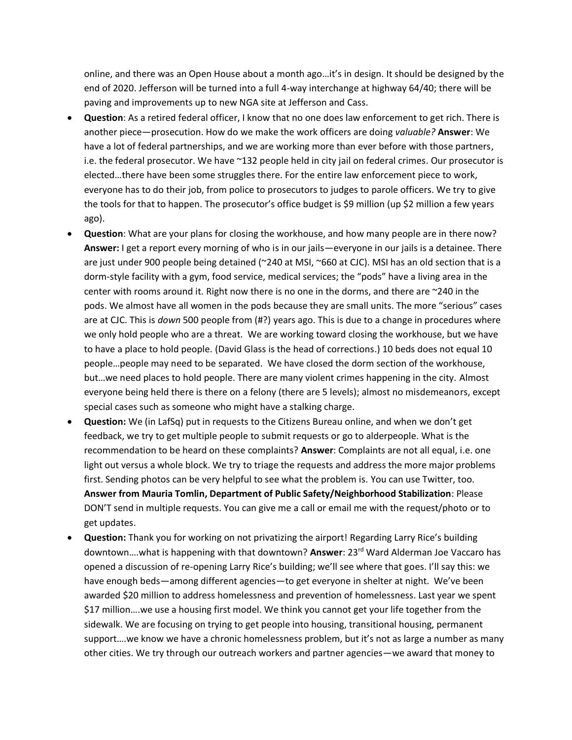online, and there was an Open House about a month ago…it's in design. It should be designed by the end of 2020. Jefferson will be turned into a full 4-way interchange at highway 64/40; there will be paving and improvements up to new NGA site at Jefferson and Cass.

- **Question**: As a retired federal officer, I know that no one does law enforcement to get rich. There is another piece—prosecution. How do we make the work officers are doing *valuable?* **Answer**: We have a lot of federal partnerships, and we are working more than ever before with those partners, i.e. the federal prosecutor. We have ~132 people held in city jail on federal crimes. Our prosecutor is elected…there have been some struggles there. For the entire law enforcement piece to work, everyone has to do their job, from police to prosecutors to judges to parole officers. We try to give the tools for that to happen. The prosecutor's office budget is $9 million (up $2 million a few years ago).
- **Question**: What are your plans for closing the workhouse, and how many people are in there now? **Answer:** I get a report every morning of who is in our jails—everyone in our jails is a detainee. There are just under 900 people being detained (~240 at MSI, ~660 at CJC). MSI has an old section that is a dorm-style facility with a gym, food service, medical services; the "pods" have a living area in the center with rooms around it. Right now there is no one in the dorms, and there are ~240 in the pods. We almost have all women in the pods because they are small units. The more "serious" cases are at CJC. This is *down* 500 people from (#?) years ago. This is due to a change in procedures where we only hold people who are a threat. We are working toward closing the workhouse, but we have to have a place to hold people. (David Glass is the head of corrections.) 10 beds does not equal 10 people…people may need to be separated. We have closed the dorm section of the workhouse, but…we need places to hold people. There are many violent crimes happening in the city. Almost everyone being held there is there on a felony (there are 5 levels); almost no misdemeanors, except special cases such as someone who might have a stalking charge.
- **Question:** We (in LafSq) put in requests to the Citizens Bureau online, and when we don't get feedback, we try to get multiple people to submit requests or go to alderpeople. What is the recommendation to be heard on these complaints? **Answer**: Complaints are not all equal, i.e. one light out versus a whole block. We try to triage the requests and address the more major problems first. Sending photos can be very helpful to see what the problem is. You can use Twitter, too. **Answer from Mauria Tomlin, Department of Public Safety/Neighborhood Stabilization**: Please DON'T send in multiple requests. You can give me a call or email me with the request/photo or to get updates.
- **Question:** Thank you for working on not privatizing the airport! Regarding Larry Rice's building downtown….what is happening with that downtown? **Answer**: 23rd Ward Alderman Joe Vaccaro has opened a discussion of re-opening Larry Rice's building; we'll see where that goes. I'll say this: we have enough beds—among different agencies—to get everyone in shelter at night. We've been awarded $20 million to address homelessness and prevention of homelessness. Last year we spent $17 million….we use a housing first model. We think you cannot get your life together from the sidewalk. We are focusing on trying to get people into housing, transitional housing, permanent support….we know we have a chronic homelessness problem, but it's not as large a number as many other cities. We try through our outreach workers and partner agencies—we award that money to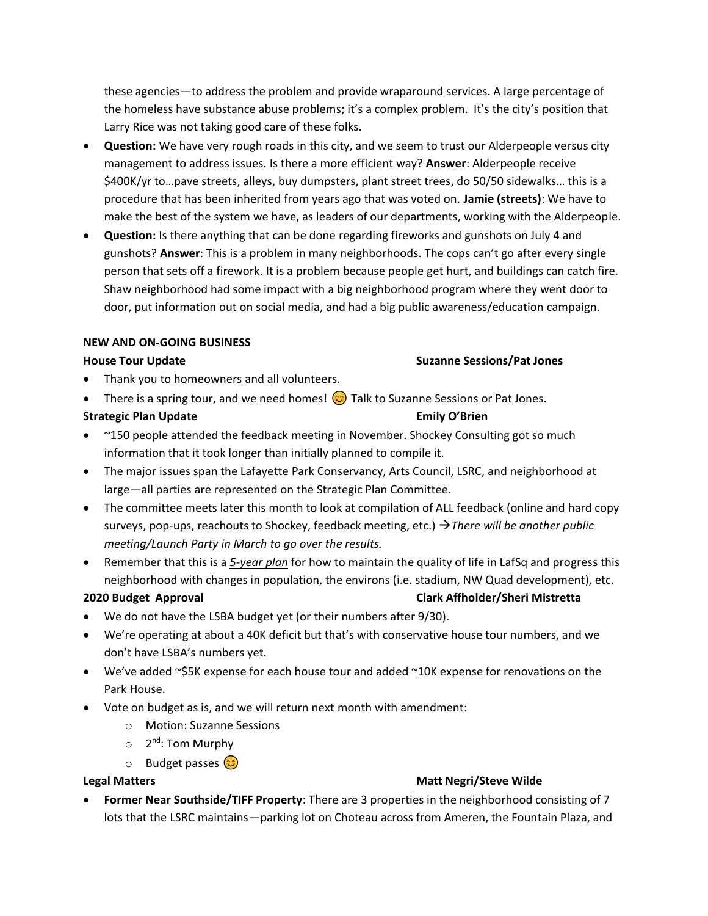these agencies—to address the problem and provide wraparound services. A large percentage of the homeless have substance abuse problems; it's a complex problem. It's the city's position that Larry Rice was not taking good care of these folks.

- **Question:** We have very rough roads in this city, and we seem to trust our Alderpeople versus city management to address issues. Is there a more efficient way? **Answer**: Alderpeople receive $400K/yr to…pave streets, alleys, buy dumpsters, plant street trees, do 50/50 sidewalks… this is a procedure that has been inherited from years ago that was voted on. **Jamie (streets)**: We have to make the best of the system we have, as leaders of our departments, working with the Alderpeople.
- **Question:** Is there anything that can be done regarding fireworks and gunshots on July 4 and gunshots? **Answer**: This is a problem in many neighborhoods. The cops can't go after every single person that sets off a firework. It is a problem because people get hurt, and buildings can catch fire. Shaw neighborhood had some impact with a big neighborhood program where they went door to door, put information out on social media, and had a big public awareness/education campaign.

**NEW AND ON-GOING BUSINESS**

**House Tour Update** **Suzanne Sessions/Pat Jones**

- Thank you to homeowners and all volunteers.
- There is a spring tour, and we need homes! 😊 Talk to Suzanne Sessions or Pat Jones.

**Strategic Plan Update** **Emily O'Brien**

- ~150 people attended the feedback meeting in November. Shockey Consulting got so much information that it took longer than initially planned to compile it.
- The major issues span the Lafayette Park Conservancy, Arts Council, LSRC, and neighborhood at large—all parties are represented on the Strategic Plan Committee.
- The committee meets later this month to look at compilation of ALL feedback (online and hard copy surveys, pop-ups, reachouts to Shockey, feedback meeting, etc.) → *There will be another public meeting/Launch Party in March to go over the results.*
- Remember that this is a *5-year plan* for how to maintain the quality of life in LafSq and progress this neighborhood with changes in population, the environs (i.e. stadium, NW Quad development), etc.

**2020 Budget Approval** **Clark Affholder/Sheri Mistretta**

- We do not have the LSBA budget yet (or their numbers after 9/30).
- We're operating at about a 40K deficit but that's with conservative house tour numbers, and we don't have LSBA's numbers yet.
- We've added ~$5K expense for each house tour and added ~10K expense for renovations on the Park House.
- Vote on budget as is, and we will return next month with amendment:
  - Motion: Suzanne Sessions
  - 2nd: Tom Murphy
  - Budget passes 😊

**Legal Matters** **Matt Negri/Steve Wilde**

- **Former Near Southside/TIFF Property**: There are 3 properties in the neighborhood consisting of 7 lots that the LSRC maintains—parking lot on Choteau across from Ameren, the Fountain Plaza, and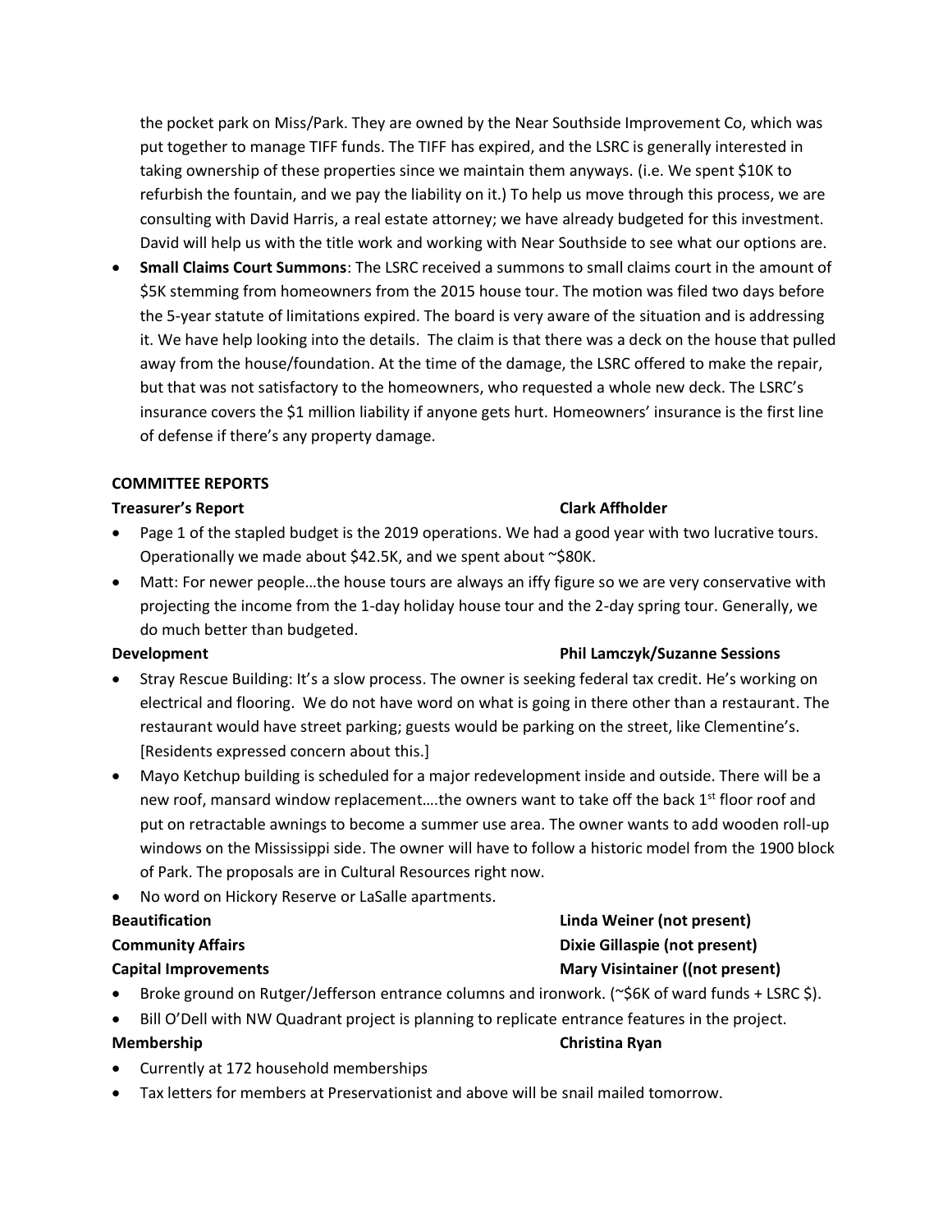the pocket park on Miss/Park. They are owned by the Near Southside Improvement Co, which was put together to manage TIFF funds. The TIFF has expired, and the LSRC is generally interested in taking ownership of these properties since we maintain them anyways. (i.e. We spent $10K to refurbish the fountain, and we pay the liability on it.) To help us move through this process, we are consulting with David Harris, a real estate attorney; we have already budgeted for this investment. David will help us with the title work and working with Near Southside to see what our options are.

- **Small Claims Court Summons**: The LSRC received a summons to small claims court in the amount of $5K stemming from homeowners from the 2015 house tour. The motion was filed two days before the 5-year statute of limitations expired. The board is very aware of the situation and is addressing it. We have help looking into the details. The claim is that there was a deck on the house that pulled away from the house/foundation. At the time of the damage, the LSRC offered to make the repair, but that was not satisfactory to the homeowners, who requested a whole new deck. The LSRC's insurance covers the $1 million liability if anyone gets hurt. Homeowners' insurance is the first line of defense if there's any property damage.

**COMMITTEE REPORTS**

**Treasurer's Report** — **Clark Affholder**

- Page 1 of the stapled budget is the 2019 operations. We had a good year with two lucrative tours. Operationally we made about $42.5K, and we spent about ~$80K.
- Matt: For newer people…the house tours are always an iffy figure so we are very conservative with projecting the income from the 1-day holiday house tour and the 2-day spring tour. Generally, we do much better than budgeted.

**Development** — **Phil Lamczyk/Suzanne Sessions**

- Stray Rescue Building: It's a slow process. The owner is seeking federal tax credit. He's working on electrical and flooring. We do not have word on what is going in there other than a restaurant. The restaurant would have street parking; guests would be parking on the street, like Clementine's. [Residents expressed concern about this.]
- Mayo Ketchup building is scheduled for a major redevelopment inside and outside. There will be a new roof, mansard window replacement….the owners want to take off the back 1st floor roof and put on retractable awnings to become a summer use area. The owner wants to add wooden roll-up windows on the Mississippi side. The owner will have to follow a historic model from the 1900 block of Park. The proposals are in Cultural Resources right now.
- No word on Hickory Reserve or LaSalle apartments.

**Beautification** — **Linda Weiner (not present)**

**Community Affairs** — **Dixie Gillaspie (not present)**

**Capital Improvements** — **Mary Visintainer ((not present)**

- Broke ground on Rutger/Jefferson entrance columns and ironwork. (~$6K of ward funds + LSRC $).
- Bill O'Dell with NW Quadrant project is planning to replicate entrance features in the project.

**Membership** — **Christina Ryan**

- Currently at 172 household memberships
- Tax letters for members at Preservationist and above will be snail mailed tomorrow.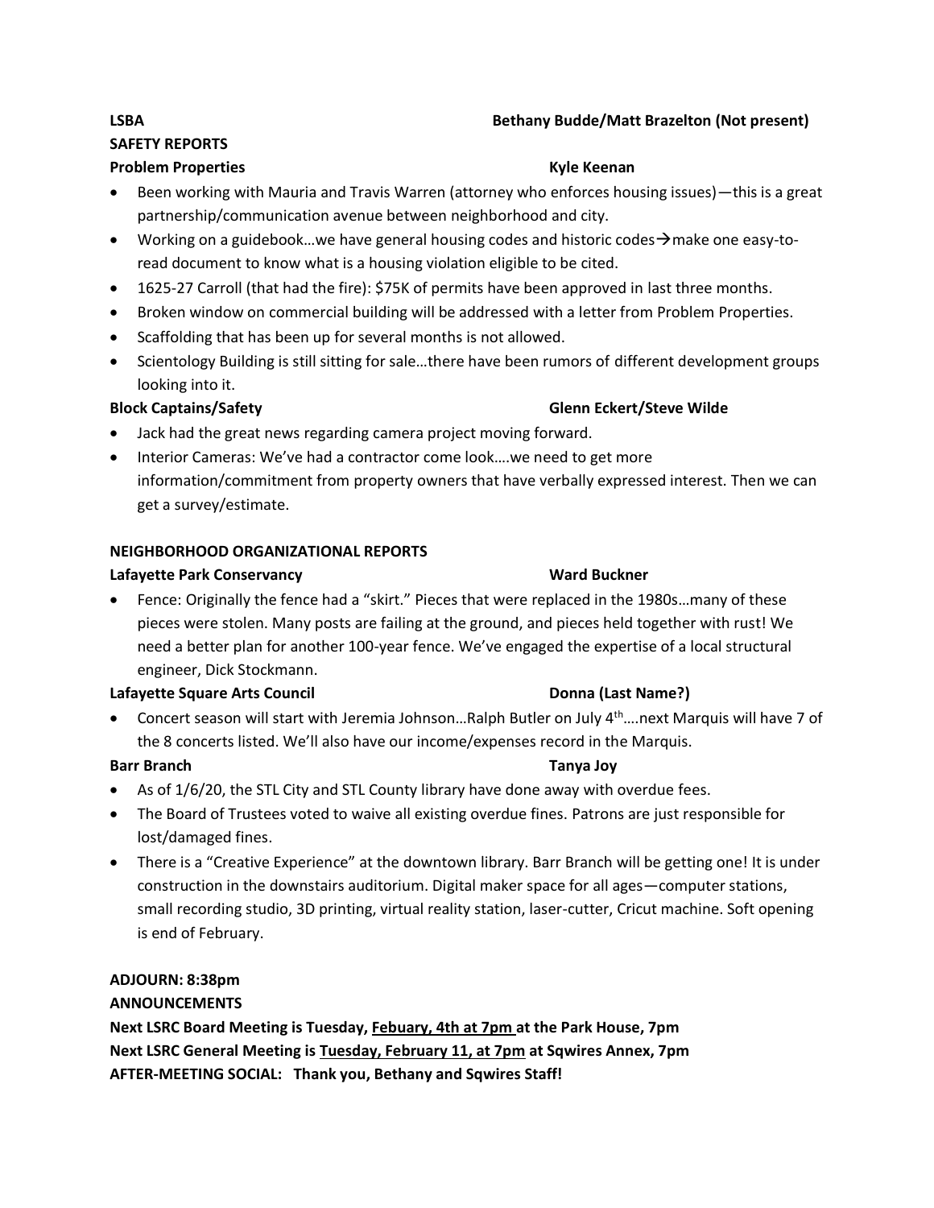**LSBA** **Bethany Budde/Matt Brazelton (Not present)**

**SAFETY REPORTS**

**Problem Properties** **Kyle Keenan**

- Been working with Mauria and Travis Warren (attorney who enforces housing issues)—this is a great partnership/communication avenue between neighborhood and city.
- Working on a guidebook…we have general housing codes and historic codes→make one easy-to-read document to know what is a housing violation eligible to be cited.
- 1625-27 Carroll (that had the fire): $75K of permits have been approved in last three months.
- Broken window on commercial building will be addressed with a letter from Problem Properties.
- Scaffolding that has been up for several months is not allowed.
- Scientology Building is still sitting for sale…there have been rumors of different development groups looking into it.

**Block Captains/Safety** **Glenn Eckert/Steve Wilde**

- Jack had the great news regarding camera project moving forward.
- Interior Cameras: We've had a contractor come look….we need to get more information/commitment from property owners that have verbally expressed interest. Then we can get a survey/estimate.

**NEIGHBORHOOD ORGANIZATIONAL REPORTS**

**Lafayette Park Conservancy** **Ward Buckner**

- Fence: Originally the fence had a "skirt." Pieces that were replaced in the 1980s…many of these pieces were stolen. Many posts are failing at the ground, and pieces held together with rust! We need a better plan for another 100-year fence. We've engaged the expertise of a local structural engineer, Dick Stockmann.

**Lafayette Square Arts Council** **Donna (Last Name?)**

- Concert season will start with Jeremia Johnson…Ralph Butler on July 4th….next Marquis will have 7 of the 8 concerts listed. We'll also have our income/expenses record in the Marquis.

**Barr Branch** **Tanya Joy**

- As of 1/6/20, the STL City and STL County library have done away with overdue fees.
- The Board of Trustees voted to waive all existing overdue fines. Patrons are just responsible for lost/damaged fines.
- There is a "Creative Experience" at the downtown library. Barr Branch will be getting one! It is under construction in the downstairs auditorium. Digital maker space for all ages—computer stations, small recording studio, 3D printing, virtual reality station, laser-cutter, Cricut machine. Soft opening is end of February.

**ADJOURN: 8:38pm**

**ANNOUNCEMENTS**

**Next LSRC Board Meeting is Tuesday, <u>Febuary, 4th at 7pm</u> at the Park House, 7pm**

**Next LSRC General Meeting is <u>Tuesday, February 11, at 7pm</u> at Sqwires Annex, 7pm**

**AFTER-MEETING SOCIAL: Thank you, Bethany and Sqwires Staff!**